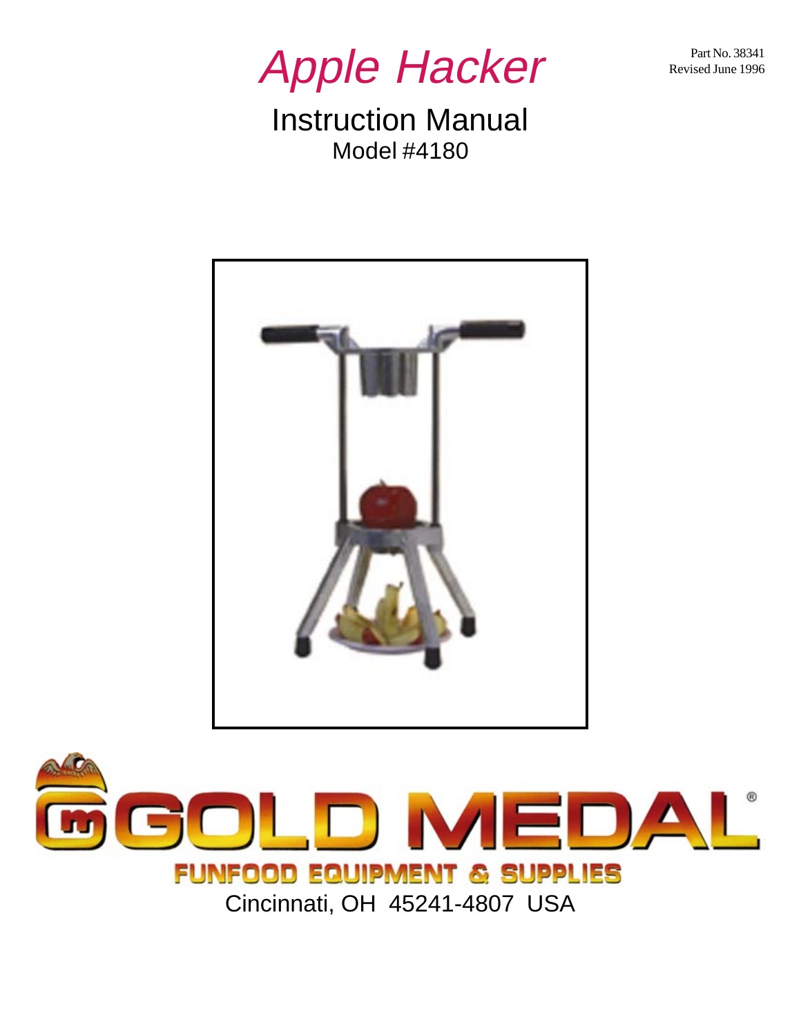Part No. 38341
Revised June 1996

# *Apple Hacker*

## Instruction Manual

Model #4180

GOLD MEDAL®

FUNFOOD EQUIPMENT & SUPPLIES

Cincinnati, OH 45241-4807 USA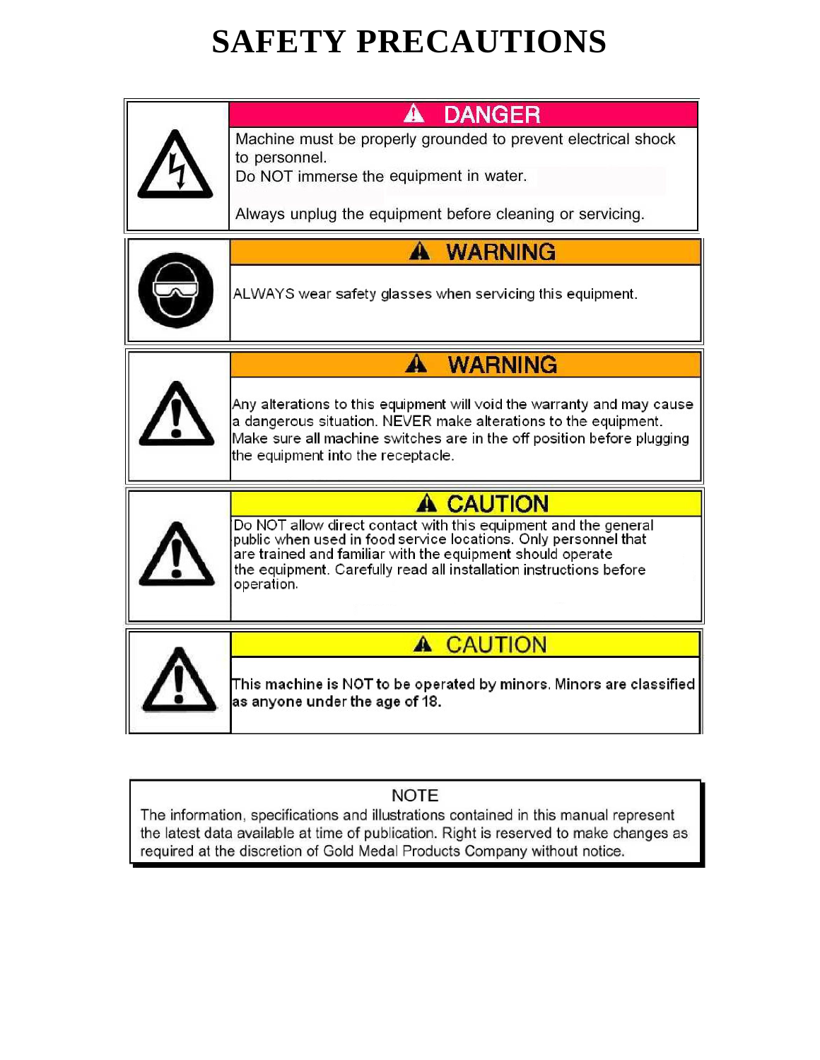# SAFETY PRECAUTIONS

**⚠ DANGER**

Machine must be properly grounded to prevent electrical shock to personnel.
Do NOT immerse the equipment in water.

Always unplug the equipment before cleaning or servicing.

**⚠ WARNING**

ALWAYS wear safety glasses when servicing this equipment.

**⚠ WARNING**

Any alterations to this equipment will void the warranty and may cause a dangerous situation. NEVER make alterations to the equipment. Make sure all machine switches are in the off position before plugging the equipment into the receptacle.

**⚠ CAUTION**

Do NOT allow direct contact with this equipment and the general public when used in food service locations. Only personnel that are trained and familiar with the equipment should operate the equipment. Carefully read all installation instructions before operation.

**⚠ CAUTION**

This machine is NOT to be operated by minors. Minors are classified as anyone under the age of 18.

---

NOTE

The information, specifications and illustrations contained in this manual represent the latest data available at time of publication. Right is reserved to make changes as required at the discretion of Gold Medal Products Company without notice.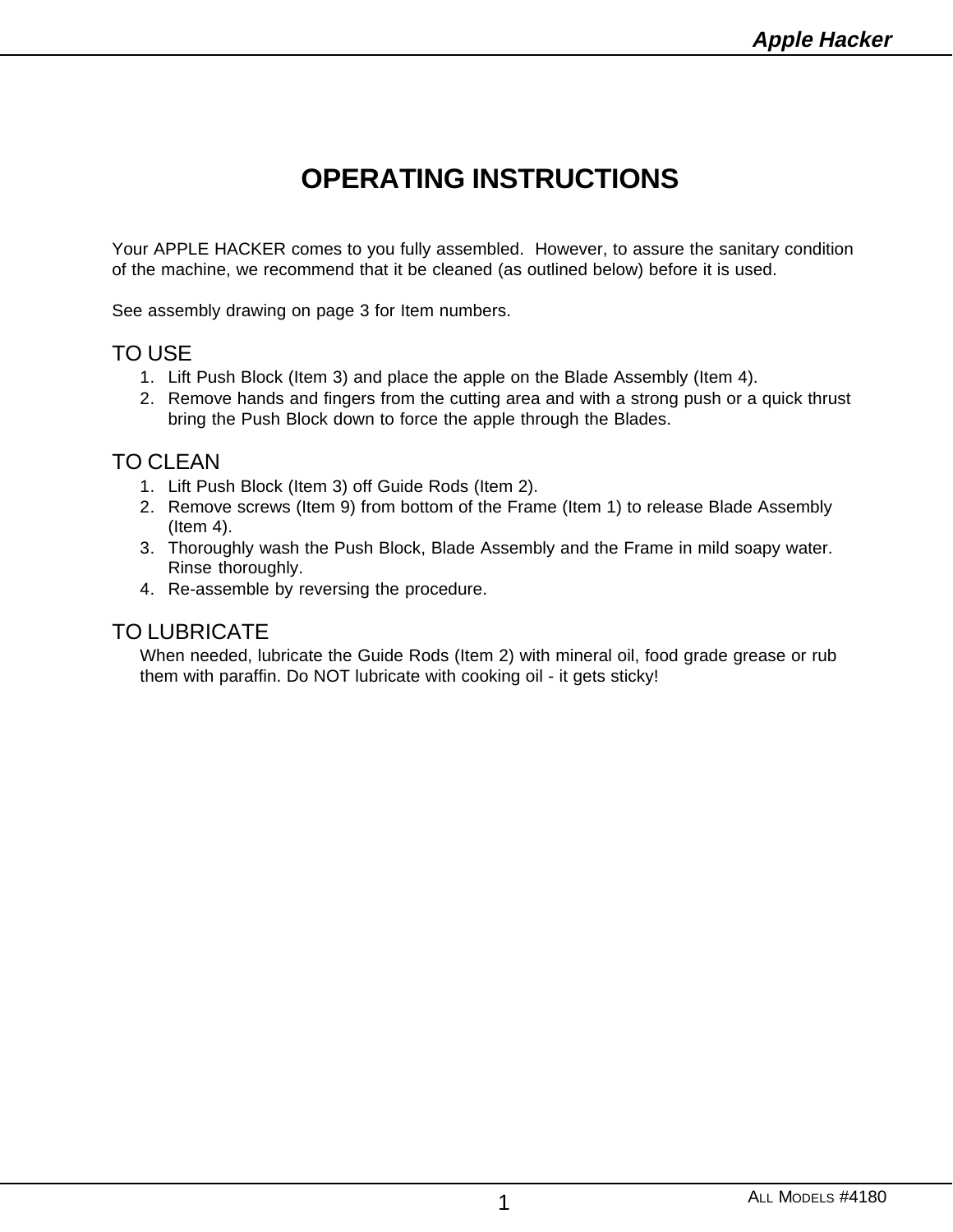# OPERATING INSTRUCTIONS

Your APPLE HACKER comes to you fully assembled. However, to assure the sanitary condition of the machine, we recommend that it be cleaned (as outlined below) before it is used.

See assembly drawing on page 3 for Item numbers.

## TO USE

1. Lift Push Block (Item 3) and place the apple on the Blade Assembly (Item 4).
2. Remove hands and fingers from the cutting area and with a strong push or a quick thrust bring the Push Block down to force the apple through the Blades.

## TO CLEAN

1. Lift Push Block (Item 3) off Guide Rods (Item 2).
2. Remove screws (Item 9) from bottom of the Frame (Item 1) to release Blade Assembly (Item 4).
3. Thoroughly wash the Push Block, Blade Assembly and the Frame in mild soapy water. Rinse thoroughly.
4. Re-assemble by reversing the procedure.

## TO LUBRICATE

When needed, lubricate the Guide Rods (Item 2) with mineral oil, food grade grease or rub them with paraffin. Do NOT lubricate with cooking oil - it gets sticky!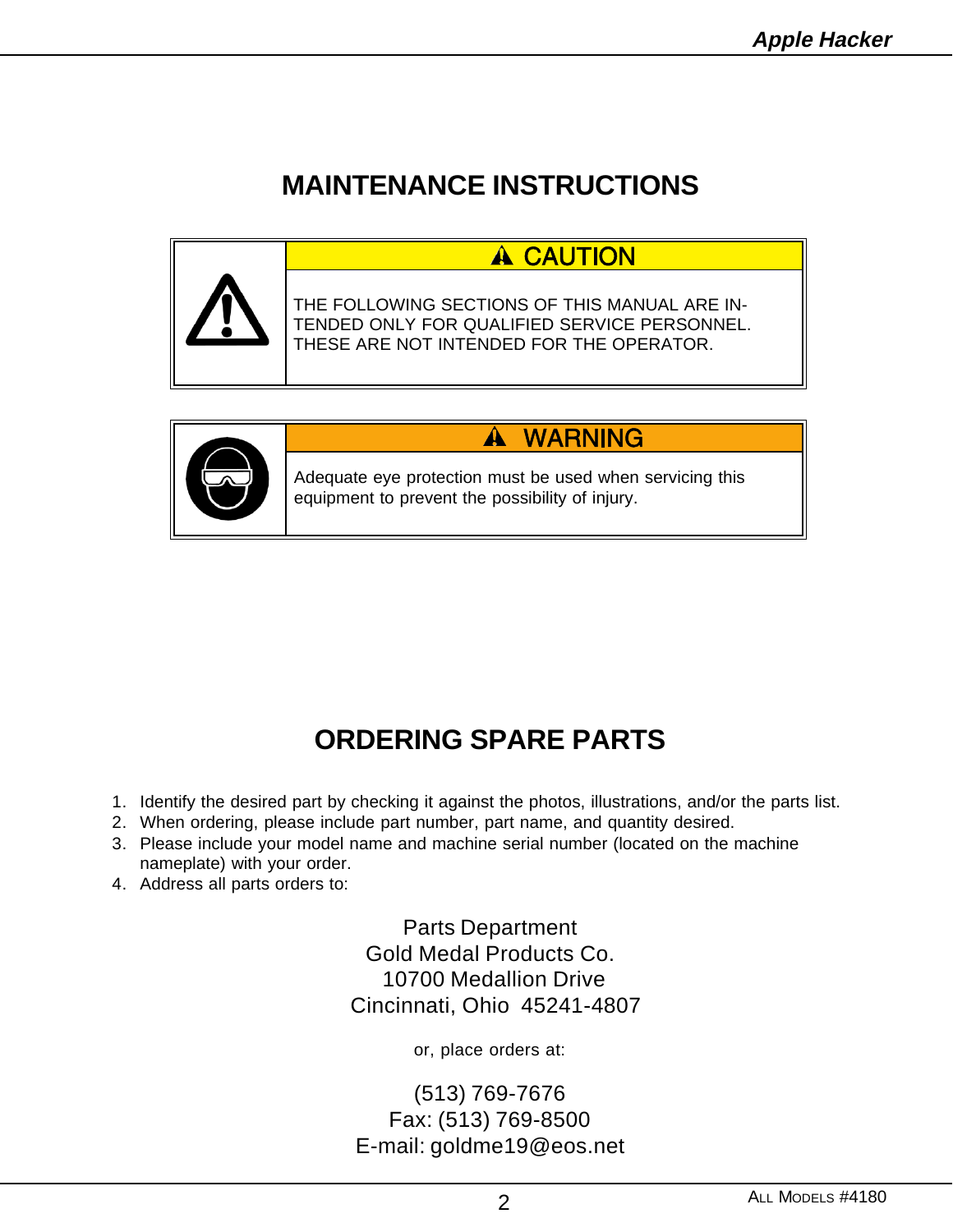# MAINTENANCE INSTRUCTIONS

**⚠ CAUTION**

THE FOLLOWING SECTIONS OF THIS MANUAL ARE INTENDED ONLY FOR QUALIFIED SERVICE PERSONNEL. THESE ARE NOT INTENDED FOR THE OPERATOR.

**⚠ WARNING**

Adequate eye protection must be used when servicing this equipment to prevent the possibility of injury.

# ORDERING SPARE PARTS

1. Identify the desired part by checking it against the photos, illustrations, and/or the parts list.
2. When ordering, please include part number, part name, and quantity desired.
3. Please include your model name and machine serial number (located on the machine nameplate) with your order.
4. Address all parts orders to:

Parts Department
Gold Medal Products Co.
10700 Medallion Drive
Cincinnati, Ohio 45241-4807

or, place orders at:

(513) 769-7676
Fax: (513) 769-8500
E-mail: goldme19@eos.net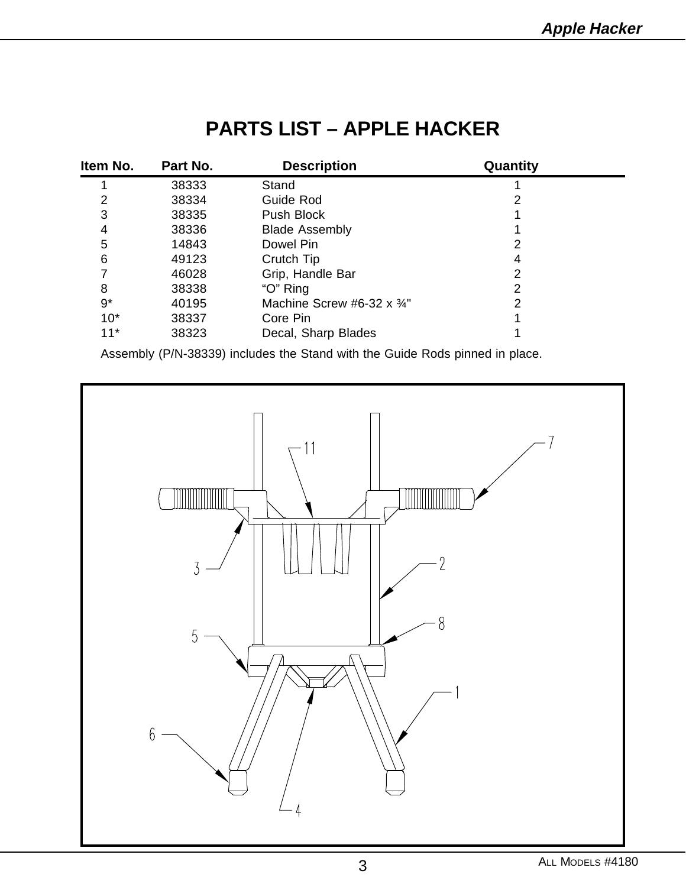# PARTS LIST – APPLE HACKER

| Item No. | Part No. | Description | Quantity |
|---|---|---|---|
| 1 | 38333 | Stand | 1 |
| 2 | 38334 | Guide Rod | 2 |
| 3 | 38335 | Push Block | 1 |
| 4 | 38336 | Blade Assembly | 1 |
| 5 | 14843 | Dowel Pin | 2 |
| 6 | 49123 | Crutch Tip | 4 |
| 7 | 46028 | Grip, Handle Bar | 2 |
| 8 | 38338 | "O" Ring | 2 |
| 9* | 40195 | Machine Screw #6-32 x ¾" | 2 |
| 10* | 38337 | Core Pin | 1 |
| 11* | 38323 | Decal, Sharp Blades | 1 |

Assembly (P/N-38339) includes the Stand with the Guide Rods pinned in place.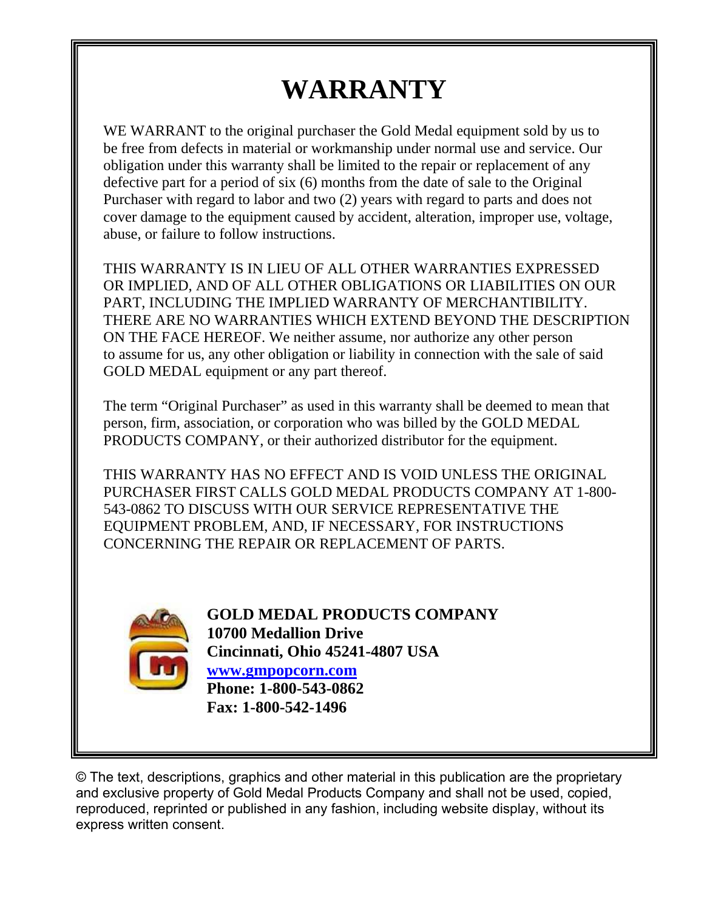# WARRANTY

WE WARRANT to the original purchaser the Gold Medal equipment sold by us to be free from defects in material or workmanship under normal use and service. Our obligation under this warranty shall be limited to the repair or replacement of any defective part for a period of six (6) months from the date of sale to the Original Purchaser with regard to labor and two (2) years with regard to parts and does not cover damage to the equipment caused by accident, alteration, improper use, voltage, abuse, or failure to follow instructions.

THIS WARRANTY IS IN LIEU OF ALL OTHER WARRANTIES EXPRESSED OR IMPLIED, AND OF ALL OTHER OBLIGATIONS OR LIABILITIES ON OUR PART, INCLUDING THE IMPLIED WARRANTY OF MERCHANTIBILITY. THERE ARE NO WARRANTIES WHICH EXTEND BEYOND THE DESCRIPTION ON THE FACE HEREOF. We neither assume, nor authorize any other person to assume for us, any other obligation or liability in connection with the sale of said GOLD MEDAL equipment or any part thereof.

The term "Original Purchaser" as used in this warranty shall be deemed to mean that person, firm, association, or corporation who was billed by the GOLD MEDAL PRODUCTS COMPANY, or their authorized distributor for the equipment.

THIS WARRANTY HAS NO EFFECT AND IS VOID UNLESS THE ORIGINAL PURCHASER FIRST CALLS GOLD MEDAL PRODUCTS COMPANY AT 1-800-543-0862 TO DISCUSS WITH OUR SERVICE REPRESENTATIVE THE EQUIPMENT PROBLEM, AND, IF NECESSARY, FOR INSTRUCTIONS CONCERNING THE REPAIR OR REPLACEMENT OF PARTS.

**GOLD MEDAL PRODUCTS COMPANY**
**10700 Medallion Drive**
**Cincinnati, Ohio 45241-4807 USA**
**www.gmpopcorn.com**
**Phone: 1-800-543-0862**
**Fax: 1-800-542-1496**

© The text, descriptions, graphics and other material in this publication are the proprietary and exclusive property of Gold Medal Products Company and shall not be used, copied, reproduced, reprinted or published in any fashion, including website display, without its express written consent.